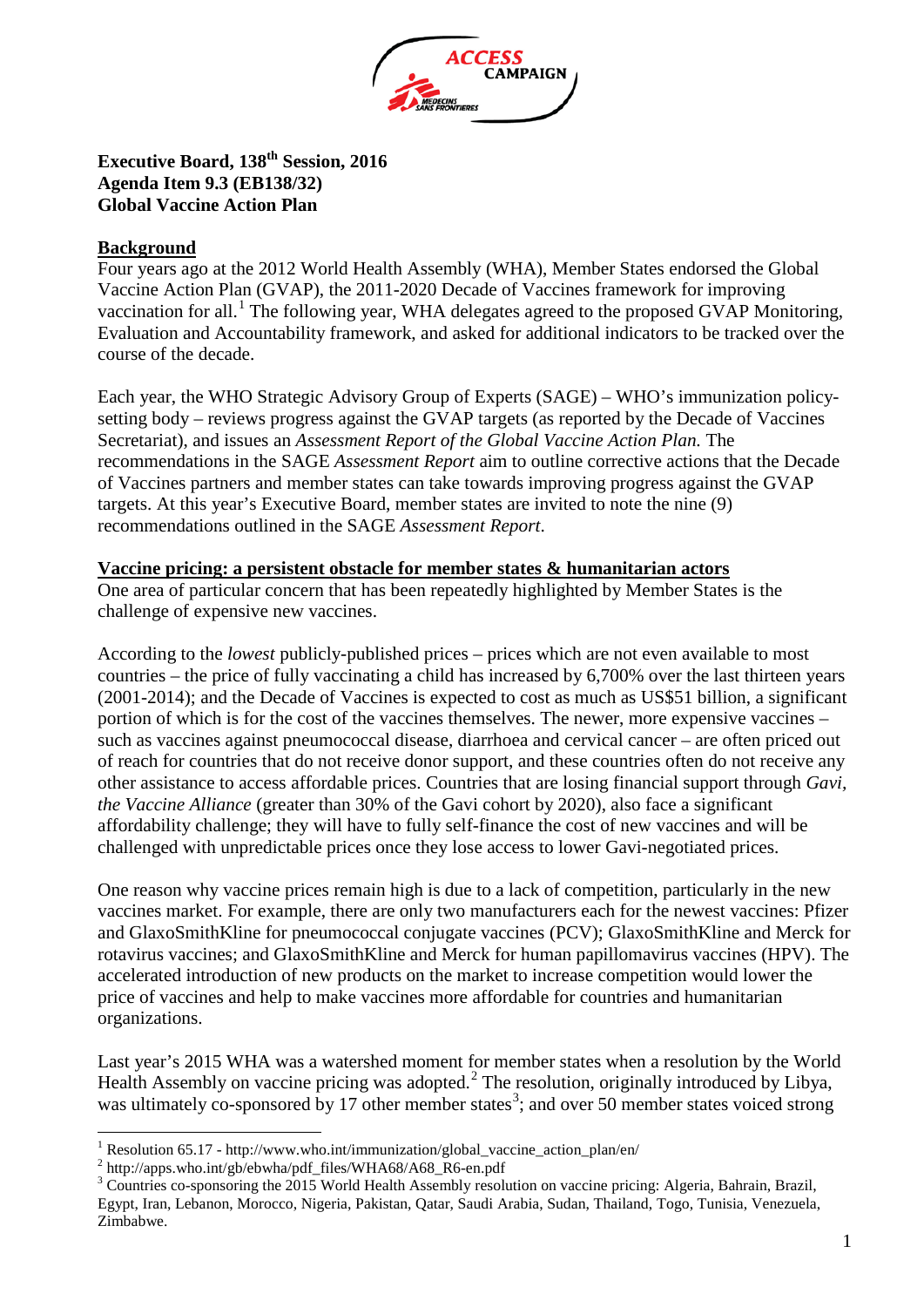**Executive Board, 138th Session, 2016**
**Agenda Item 9.3 (EB138/32)**
**Global Vaccine Action Plan**

## Background

Four years ago at the 2012 World Health Assembly (WHA), Member States endorsed the Global Vaccine Action Plan (GVAP), the 2011-2020 Decade of Vaccines framework for improving vaccination for all.[1] The following year, WHA delegates agreed to the proposed GVAP Monitoring, Evaluation and Accountability framework, and asked for additional indicators to be tracked over the course of the decade.

Each year, the WHO Strategic Advisory Group of Experts (SAGE) – WHO's immunization policy-setting body – reviews progress against the GVAP targets (as reported by the Decade of Vaccines Secretariat), and issues an *Assessment Report of the Global Vaccine Action Plan.* The recommendations in the SAGE *Assessment Report* aim to outline corrective actions that the Decade of Vaccines partners and member states can take towards improving progress against the GVAP targets. At this year's Executive Board, member states are invited to note the nine (9) recommendations outlined in the SAGE *Assessment Report*.

## Vaccine pricing: a persistent obstacle for member states & humanitarian actors

One area of particular concern that has been repeatedly highlighted by Member States is the challenge of expensive new vaccines.

According to the *lowest* publicly-published prices – prices which are not even available to most countries – the price of fully vaccinating a child has increased by 6,700% over the last thirteen years (2001-2014); and the Decade of Vaccines is expected to cost as much as US$51 billion, a significant portion of which is for the cost of the vaccines themselves. The newer, more expensive vaccines – such as vaccines against pneumococcal disease, diarrhoea and cervical cancer – are often priced out of reach for countries that do not receive donor support, and these countries often do not receive any other assistance to access affordable prices. Countries that are losing financial support through *Gavi, the Vaccine Alliance* (greater than 30% of the Gavi cohort by 2020), also face a significant affordability challenge; they will have to fully self-finance the cost of new vaccines and will be challenged with unpredictable prices once they lose access to lower Gavi-negotiated prices.

One reason why vaccine prices remain high is due to a lack of competition, particularly in the new vaccines market. For example, there are only two manufacturers each for the newest vaccines: Pfizer and GlaxoSmithKline for pneumococcal conjugate vaccines (PCV); GlaxoSmithKline and Merck for rotavirus vaccines; and GlaxoSmithKline and Merck for human papillomavirus vaccines (HPV). The accelerated introduction of new products on the market to increase competition would lower the price of vaccines and help to make vaccines more affordable for countries and humanitarian organizations.

Last year's 2015 WHA was a watershed moment for member states when a resolution by the World Health Assembly on vaccine pricing was adopted.[2] The resolution, originally introduced by Libya, was ultimately co-sponsored by 17 other member states[3]; and over 50 member states voiced strong

---

[1] Resolution 65.17 - http://www.who.int/immunization/global_vaccine_action_plan/en/

[2] http://apps.who.int/gb/ebwha/pdf_files/WHA68/A68_R6-en.pdf

[3] Countries co-sponsoring the 2015 World Health Assembly resolution on vaccine pricing: Algeria, Bahrain, Brazil, Egypt, Iran, Lebanon, Morocco, Nigeria, Pakistan, Qatar, Saudi Arabia, Sudan, Thailand, Togo, Tunisia, Venezuela, Zimbabwe.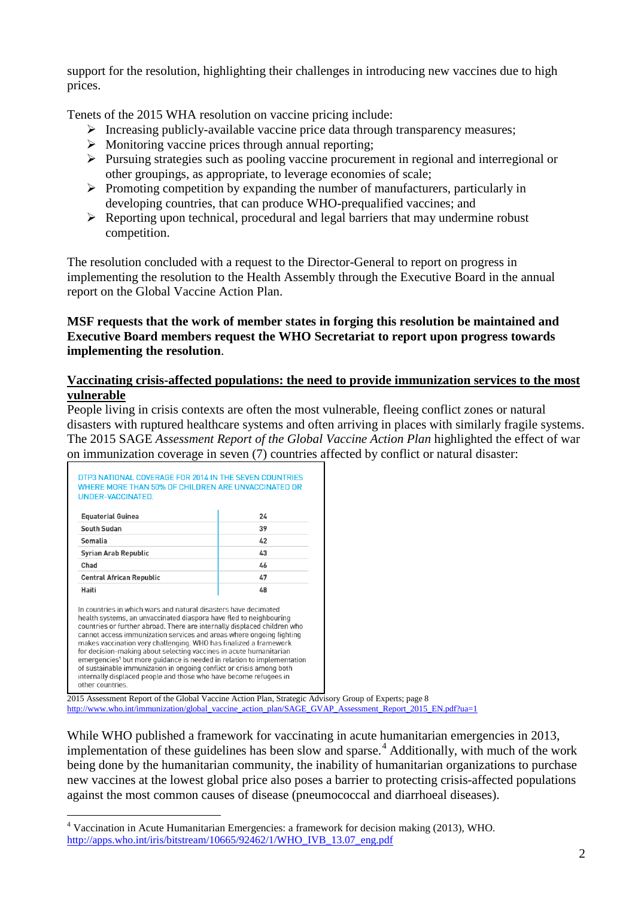support for the resolution, highlighting their challenges in introducing new vaccines due to high prices.

Tenets of the 2015 WHA resolution on vaccine pricing include:

- Increasing publicly-available vaccine price data through transparency measures;
- Monitoring vaccine prices through annual reporting;
- Pursuing strategies such as pooling vaccine procurement in regional and interregional or other groupings, as appropriate, to leverage economies of scale;
- Promoting competition by expanding the number of manufacturers, particularly in developing countries, that can produce WHO-prequalified vaccines; and
- Reporting upon technical, procedural and legal barriers that may undermine robust competition.

The resolution concluded with a request to the Director-General to report on progress in implementing the resolution to the Health Assembly through the Executive Board in the annual report on the Global Vaccine Action Plan.

**MSF requests that the work of member states in forging this resolution be maintained and Executive Board members request the WHO Secretariat to report upon progress towards implementing the resolution**.

## Vaccinating crisis-affected populations: the need to provide immunization services to the most vulnerable

People living in crisis contexts are often the most vulnerable, fleeing conflict zones or natural disasters with ruptured healthcare systems and often arriving in places with similarly fragile systems. The 2015 SAGE *Assessment Report of the Global Vaccine Action Plan* highlighted the effect of war on immunization coverage in seven (7) countries affected by conflict or natural disaster:

DTP3 NATIONAL COVERAGE FOR 2014 IN THE SEVEN COUNTRIES WHERE MORE THAN 50% OF CHILDREN ARE UNVACCINATED OR UNDER-VACCINATED.

| Country | Coverage |
|---|---|
| Equatorial Guinea | 24 |
| South Sudan | 39 |
| Somalia | 42 |
| Syrian Arab Republic | 43 |
| Chad | 46 |
| Central African Republic | 47 |
| Haiti | 48 |

In countries in which wars and natural disasters have decimated health systems, an unvaccinated diaspora have fled to neighbouring countries or further abroad. There are internally displaced children who cannot access immunization services and areas where ongoing fighting makes vaccination very challenging. WHO has finalized a framework for decision-making about selecting vaccines in acute humanitarian emergencies[1] but more guidance is needed in relation to implementation of sustainable immunization in ongoing conflict or crisis among both internally displaced people and those who have become refugees in other countries.

2015 Assessment Report of the Global Vaccine Action Plan, Strategic Advisory Group of Experts; page 8
http://www.who.int/immunization/global_vaccine_action_plan/SAGE_GVAP_Assessment_Report_2015_EN.pdf?ua=1

While WHO published a framework for vaccinating in acute humanitarian emergencies in 2013, implementation of these guidelines has been slow and sparse.[4] Additionally, with much of the work being done by the humanitarian community, the inability of humanitarian organizations to purchase new vaccines at the lowest global price also poses a barrier to protecting crisis-affected populations against the most common causes of disease (pneumococcal and diarrhoeal diseases).

[4] Vaccination in Acute Humanitarian Emergencies: a framework for decision making (2013), WHO. http://apps.who.int/iris/bitstream/10665/92462/1/WHO_IVB_13.07_eng.pdf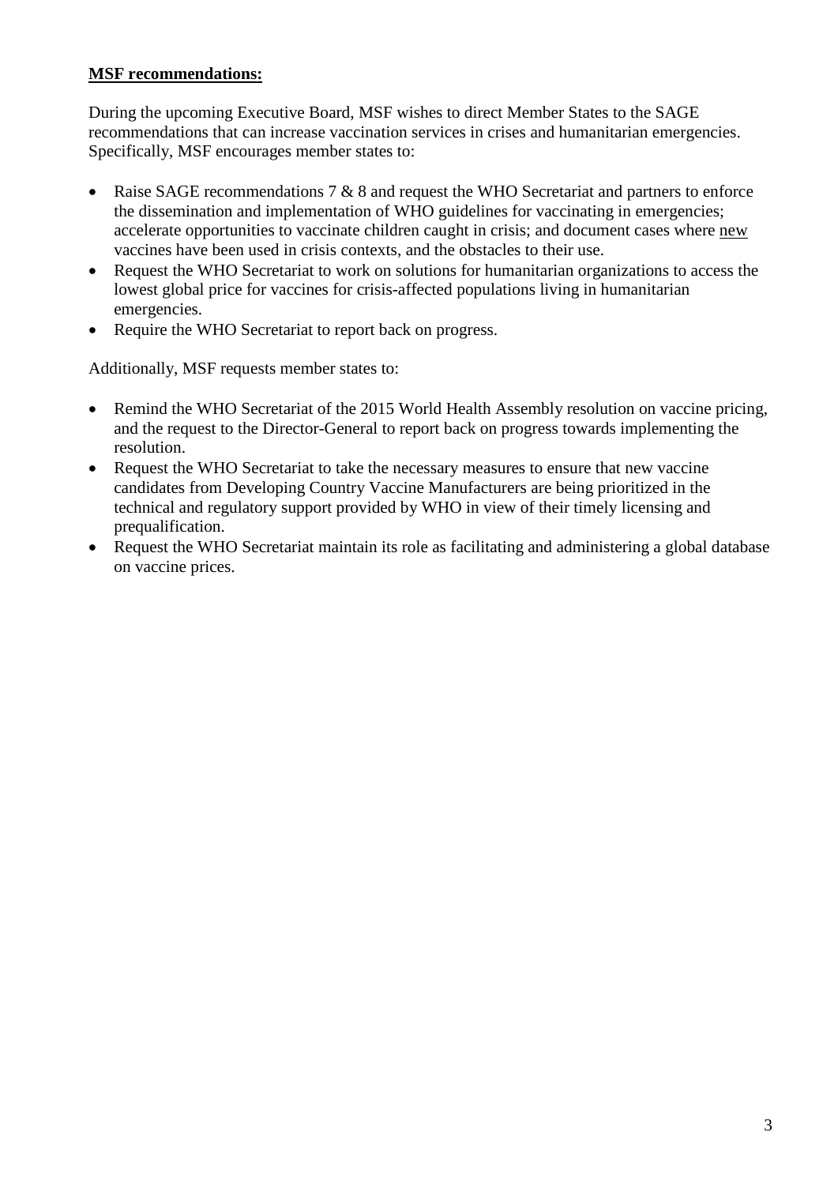**MSF recommendations:**

During the upcoming Executive Board, MSF wishes to direct Member States to the SAGE recommendations that can increase vaccination services in crises and humanitarian emergencies. Specifically, MSF encourages member states to:

- Raise SAGE recommendations 7 & 8 and request the WHO Secretariat and partners to enforce the dissemination and implementation of WHO guidelines for vaccinating in emergencies; accelerate opportunities to vaccinate children caught in crisis; and document cases where new vaccines have been used in crisis contexts, and the obstacles to their use.
- Request the WHO Secretariat to work on solutions for humanitarian organizations to access the lowest global price for vaccines for crisis-affected populations living in humanitarian emergencies.
- Require the WHO Secretariat to report back on progress.

Additionally, MSF requests member states to:

- Remind the WHO Secretariat of the 2015 World Health Assembly resolution on vaccine pricing, and the request to the Director-General to report back on progress towards implementing the resolution.
- Request the WHO Secretariat to take the necessary measures to ensure that new vaccine candidates from Developing Country Vaccine Manufacturers are being prioritized in the technical and regulatory support provided by WHO in view of their timely licensing and prequalification.
- Request the WHO Secretariat maintain its role as facilitating and administering a global database on vaccine prices.